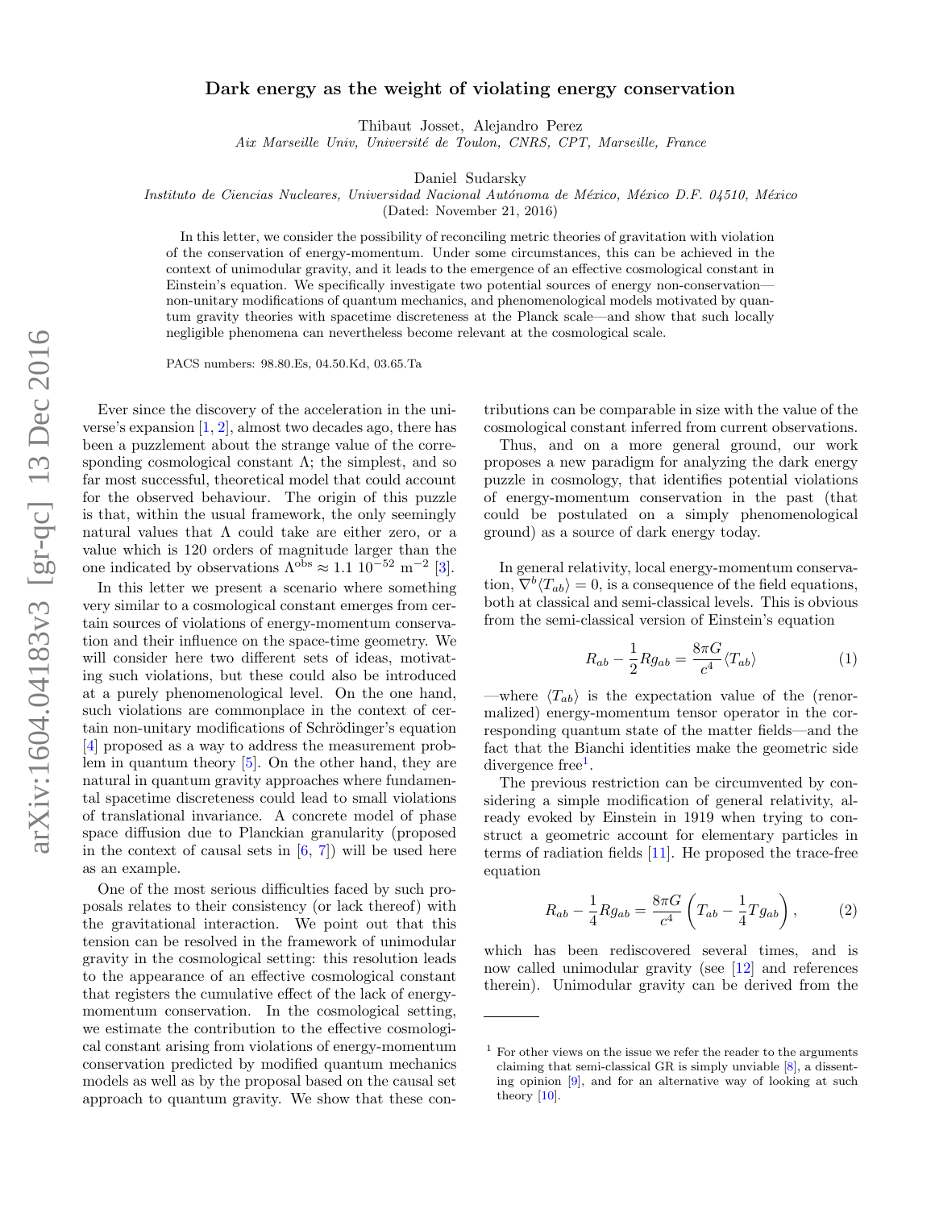# Dark energy as the weight of violating energy conservation

Thibaut Josset, Alejandro Perez
*Aix Marseille Univ, Université de Toulon, CNRS, CPT, Marseille, France*

Daniel Sudarsky
*Instituto de Ciencias Nucleares, Universidad Nacional Autónoma de México, México D.F. 04510, México*
(Dated: November 21, 2016)

In this letter, we consider the possibility of reconciling metric theories of gravitation with violation of the conservation of energy-momentum. Under some circumstances, this can be achieved in the context of unimodular gravity, and it leads to the emergence of an effective cosmological constant in Einstein's equation. We specifically investigate two potential sources of energy non-conservation—non-unitary modifications of quantum mechanics, and phenomenological models motivated by quantum gravity theories with spacetime discreteness at the Planck scale—and show that such locally negligible phenomena can nevertheless become relevant at the cosmological scale.

PACS numbers: 98.80.Es, 04.50.Kd, 03.65.Ta

Ever since the discovery of the acceleration in the universe's expansion [1, 2], almost two decades ago, there has been a puzzlement about the strange value of the corresponding cosmological constant $\Lambda$; the simplest, and so far most successful, theoretical model that could account for the observed behaviour. The origin of this puzzle is that, within the usual framework, the only seemingly natural values that $\Lambda$ could take are either zero, or a value which is 120 orders of magnitude larger than the one indicated by observations $\Lambda^{\rm obs} \approx 1.1\ 10^{-52}\ {\rm m}^{-2}$ [3].

In this letter we present a scenario where something very similar to a cosmological constant emerges from certain sources of violations of energy-momentum conservation and their influence on the space-time geometry. We will consider here two different sets of ideas, motivating such violations, but these could also be introduced at a purely phenomenological level. On the one hand, such violations are commonplace in the context of certain non-unitary modifications of Schrödinger's equation [4] proposed as a way to address the measurement problem in quantum theory [5]. On the other hand, they are natural in quantum gravity approaches where fundamental spacetime discreteness could lead to small violations of translational invariance. A concrete model of phase space diffusion due to Planckian granularity (proposed in the context of causal sets in [6, 7]) will be used here as an example.

One of the most serious difficulties faced by such proposals relates to their consistency (or lack thereof) with the gravitational interaction. We point out that this tension can be resolved in the framework of unimodular gravity in the cosmological setting: this resolution leads to the appearance of an effective cosmological constant that registers the cumulative effect of the lack of energy-momentum conservation. In the cosmological setting, we estimate the contribution to the effective cosmological constant arising from violations of energy-momentum conservation predicted by modified quantum mechanics models as well as by the proposal based on the causal set approach to quantum gravity. We show that these contributions can be comparable in size with the value of the cosmological constant inferred from current observations.

Thus, and on a more general ground, our work proposes a new paradigm for analyzing the dark energy puzzle in cosmology, that identifies potential violations of energy-momentum conservation in the past (that could be postulated on a simply phenomenological ground) as a source of dark energy today.

In general relativity, local energy-momentum conservation, $\nabla^b \langle T_{ab}\rangle = 0$, is a consequence of the field equations, both at classical and semi-classical levels. This is obvious from the semi-classical version of Einstein's equation

$$R_{ab} - \frac{1}{2} R g_{ab} = \frac{8\pi G}{c^4} \langle T_{ab}\rangle \tag{1}$$

—where $\langle T_{ab}\rangle$ is the expectation value of the (renormalized) energy-momentum tensor operator in the corresponding quantum state of the matter fields—and the fact that the Bianchi identities make the geometric side divergence free[1].

The previous restriction can be circumvented by considering a simple modification of general relativity, already evoked by Einstein in 1919 when trying to construct a geometric account for elementary particles in terms of radiation fields [11]. He proposed the trace-free equation

$$R_{ab} - \frac{1}{4} R g_{ab} = \frac{8\pi G}{c^4} \left( T_{ab} - \frac{1}{4} T g_{ab} \right), \tag{2}$$

which has been rediscovered several times, and is now called unimodular gravity (see [12] and references therein). Unimodular gravity can be derived from the

[1] For other views on the issue we refer the reader to the arguments claiming that semi-classical GR is simply unviable [8], a dissenting opinion [9], and for an alternative way of looking at such theory [10].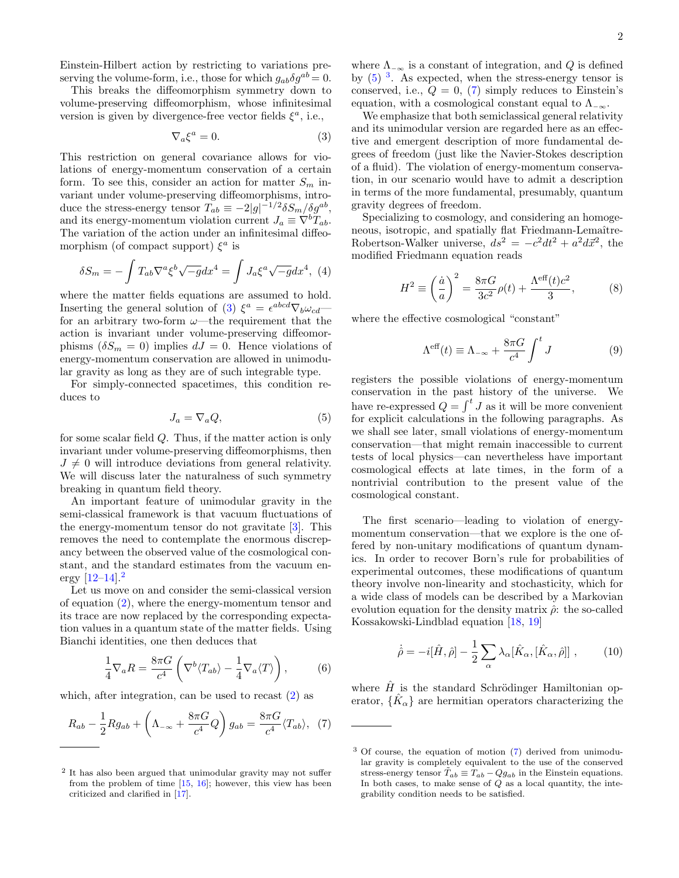Einstein-Hilbert action by restricting to variations preserving the volume-form, i.e., those for which $g_{ab}\delta g^{ab} = 0$.

This breaks the diffeomorphism symmetry down to volume-preserving diffeomorphism, whose infinitesimal version is given by divergence-free vector fields $\xi^a$, i.e.,

$$\nabla_a \xi^a = 0. \tag{3}$$

This restriction on general covariance allows for violations of energy-momentum conservation of a certain form. To see this, consider an action for matter $S_m$ invariant under volume-preserving diffeomorphisms, introduce the stress-energy tensor $T_{ab} \equiv -2|g|^{-1/2}\delta S_m/\delta g^{ab}$, and its energy-momentum violation current $J_a \equiv \nabla^b T_{ab}$. The variation of the action under an infinitesimal diffeomorphism (of compact support) $\xi^a$ is

$$\delta S_m = -\int T_{ab}\nabla^a \xi^b \sqrt{-g}dx^4 = \int J_a \xi^a \sqrt{-g}dx^4, \tag{4}$$

where the matter fields equations are assumed to hold. Inserting the general solution of (3) $\xi^a = \epsilon^{abcd}\nabla_b \omega_{cd}$—for an arbitrary two-form $\omega$—the requirement that the action is invariant under volume-preserving diffeomorphisms ($\delta S_m = 0$) implies $dJ = 0$. Hence violations of energy-momentum conservation are allowed in unimodular gravity as long as they are of such integrable type.

For simply-connected spacetimes, this condition reduces to

$$J_a = \nabla_a Q, \tag{5}$$

for some scalar field $Q$. Thus, if the matter action is only invariant under volume-preserving diffeomorphisms, then $J \neq 0$ will introduce deviations from general relativity. We will discuss later the naturalness of such symmetry breaking in quantum field theory.

An important feature of unimodular gravity in the semi-classical framework is that vacuum fluctuations of the energy-momentum tensor do not gravitate [3]. This removes the need to contemplate the enormous discrepancy between the observed value of the cosmological constant, and the standard estimates from the vacuum energy [12–14].[2]

Let us move on and consider the semi-classical version of equation (2), where the energy-momentum tensor and its trace are now replaced by the corresponding expectation values in a quantum state of the matter fields. Using Bianchi identities, one then deduces that

$$\frac{1}{4}\nabla_a R = \frac{8\pi G}{c^4}\left(\nabla^b \langle T_{ab}\rangle - \frac{1}{4}\nabla_a \langle T\rangle\right), \tag{6}$$

which, after integration, can be used to recast (2) as

$$R_{ab} - \frac{1}{2}R g_{ab} + \left(\Lambda_{-\infty} + \frac{8\pi G}{c^4}Q\right)g_{ab} = \frac{8\pi G}{c^4}\langle T_{ab}\rangle, \tag{7}$$

where $\Lambda_{-\infty}$ is a constant of integration, and $Q$ is defined by (5) [3]. As expected, when the stress-energy tensor is conserved, i.e., $Q = 0$, (7) simply reduces to Einstein's equation, with a cosmological constant equal to $\Lambda_{-\infty}$.

We emphasize that both semiclassical general relativity and its unimodular version are regarded here as an effective and emergent description of more fundamental degrees of freedom (just like the Navier-Stokes description of a fluid). The violation of energy-momentum conservation, in our scenario would have to admit a description in terms of the more fundamental, presumably, quantum gravity degrees of freedom.

Specializing to cosmology, and considering an homogeneous, isotropic, and spatially flat Friedmann-Lemaître-Robertson-Walker universe, $ds^2 = -c^2dt^2 + a^2 d\vec{x}^2$, the modified Friedmann equation reads

$$H^2 \equiv \left(\frac{\dot{a}}{a}\right)^2 = \frac{8\pi G}{3c^2}\rho(t) + \frac{\Lambda^{\rm eff}(t)c^2}{3}, \tag{8}$$

where the effective cosmological "constant"

$$\Lambda^{\rm eff}(t) \equiv \Lambda_{-\infty} + \frac{8\pi G}{c^4}\int^t J \tag{9}$$

registers the possible violations of energy-momentum conservation in the past history of the universe. We have re-expressed $Q = \int^t J$ as it will be more convenient for explicit calculations in the following paragraphs. As we shall see later, small violations of energy-momentum conservation—that might remain inaccessible to current tests of local physics—can nevertheless have important cosmological effects at late times, in the form of a nontrivial contribution to the present value of the cosmological constant.

The first scenario—leading to violation of energy-momentum conservation—that we explore is the one offered by non-unitary modifications of quantum dynamics. In order to recover Born's rule for probabilities of experimental outcomes, these modifications of quantum theory involve non-linearity and stochasticity, which for a wide class of models can be described by a Markovian evolution equation for the density matrix $\hat{\rho}$: the so-called Kossakowski-Lindblad equation [18, 19]

$$\dot{\hat{\rho}} = -i[\hat{H}, \hat{\rho}] - \frac{1}{2}\sum_\alpha \lambda_\alpha [\hat{K}_\alpha, [\hat{K}_\alpha, \hat{\rho}]], \tag{10}$$

where $\hat{H}$ is the standard Schrödinger Hamiltonian operator, $\{\hat{K}_\alpha\}$ are hermitian operators characterizing the

---

[2] It has also been argued that unimodular gravity may not suffer from the problem of time [15, 16]; however, this view has been criticized and clarified in [17].

[3] Of course, the equation of motion (7) derived from unimodular gravity is completely equivalent to the use of the conserved stress-energy tensor $\tilde{T}_{ab} \equiv T_{ab} - Qg_{ab}$ in the Einstein equations. In both cases, to make sense of $Q$ as a local quantity, the integrability condition needs to be satisfied.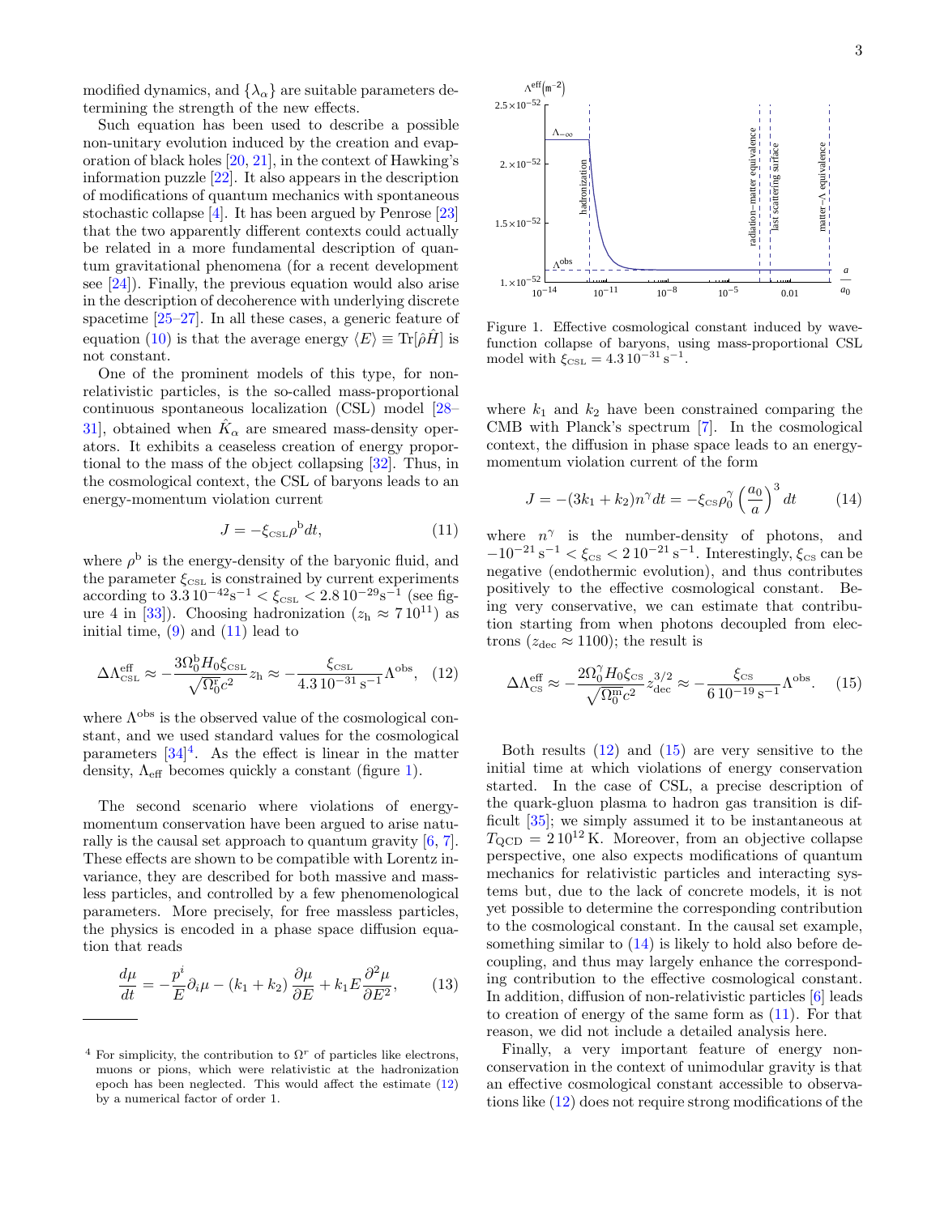modified dynamics, and $\{\lambda_\alpha\}$ are suitable parameters determining the strength of the new effects.

Such equation has been used to describe a possible non-unitary evolution induced by the creation and evaporation of black holes [20, 21], in the context of Hawking's information puzzle [22]. It also appears in the description of modifications of quantum mechanics with spontaneous stochastic collapse [4]. It has been argued by Penrose [23] that the two apparently different contexts could actually be related in a more fundamental description of quantum gravitational phenomena (for a recent development see [24]). Finally, the previous equation would also arise in the description of decoherence with underlying discrete spacetime [25–27]. In all these cases, a generic feature of equation (10) is that the average energy $\langle E\rangle \equiv \mathrm{Tr}[\hat{\rho}\hat{H}]$ is not constant.

One of the prominent models of this type, for non-relativistic particles, is the so-called mass-proportional continuous spontaneous localization (CSL) model [28–31], obtained when $\hat{K}_\alpha$ are smeared mass-density operators. It exhibits a ceaseless creation of energy proportional to the mass of the object collapsing [32]. Thus, in the cosmological context, the CSL of baryons leads to an energy-momentum violation current

$$J = -\xi_{\text{CSL}}\rho^{\text{b}}dt, \tag{11}$$

where $\rho^{\text{b}}$ is the energy-density of the baryonic fluid, and the parameter $\xi_{\text{CSL}}$ is constrained by current experiments according to $3.3\,10^{-42}\text{s}^{-1} < \xi_{\text{CSL}} < 2.8\,10^{-29}\text{s}^{-1}$ (see figure 4 in [33]). Choosing hadronization ($z_\text{h} \approx 7\,10^{11}$) as initial time, (9) and (11) lead to

$$\Delta\Lambda^{\text{eff}}_{\text{CSL}} \approx -\frac{3\Omega^{\text{b}}_0 H_0 \xi_{\text{CSL}}}{\sqrt{\Omega^{\text{r}}_0}c^2} z_\text{h} \approx -\frac{\xi_{\text{CSL}}}{4.3\,10^{-31}\,\text{s}^{-1}}\Lambda^{\text{obs}}, \tag{12}$$

where $\Lambda^{\text{obs}}$ is the observed value of the cosmological constant, and we used standard values for the cosmological parameters [34][4]. As the effect is linear in the matter density, $\Lambda_{\text{eff}}$ becomes quickly a constant (figure 1).

The second scenario where violations of energy-momentum conservation have been argued to arise naturally is the causal set approach to quantum gravity [6, 7]. These effects are shown to be compatible with Lorentz invariance, they are described for both massive and massless particles, and controlled by a few phenomenological parameters. More precisely, for free massless particles, the physics is encoded in a phase space diffusion equation that reads

$$\frac{d\mu}{dt} = -\frac{p^i}{E}\partial_i\mu - (k_1 + k_2)\frac{\partial\mu}{\partial E} + k_1 E\frac{\partial^2\mu}{\partial E^2}, \tag{13}$$

[4] For simplicity, the contribution to $\Omega^r$ of particles like electrons, muons or pions, which were relativistic at the hadronization epoch has been neglected. This would affect the estimate (12) by a numerical factor of order 1.

Figure 1. Effective cosmological constant induced by wave-function collapse of baryons, using mass-proportional CSL model with $\xi_{\text{CSL}} = 4.3\,10^{-31}\,\text{s}^{-1}$.

where $k_1$ and $k_2$ have been constrained comparing the CMB with Planck's spectrum [7]. In the cosmological context, the diffusion in phase space leads to an energy-momentum violation current of the form

$$J = -(3k_1 + k_2)n^\gamma dt = -\xi_{\text{CS}}\rho^\gamma_0\left(\frac{a_0}{a}\right)^3 dt \tag{14}$$

where $n^\gamma$ is the number-density of photons, and $-10^{-21}\,\text{s}^{-1} < \xi_{\text{CS}} < 2\,10^{-21}\,\text{s}^{-1}$. Interestingly, $\xi_{\text{CS}}$ can be negative (endothermic evolution), and thus contributes positively to the effective cosmological constant. Being very conservative, we can estimate that contribution starting from when photons decoupled from electrons ($z_{\text{dec}} \approx 1100$); the result is

$$\Delta\Lambda^{\text{eff}}_{\text{CS}} \approx -\frac{2\Omega^\gamma_0 H_0 \xi_{\text{CS}}}{\sqrt{\Omega^{\text{m}}_0}c^2} z^{3/2}_{\text{dec}} \approx -\frac{\xi_{\text{CS}}}{6\,10^{-19}\,\text{s}^{-1}}\Lambda^{\text{obs}}. \tag{15}$$

Both results (12) and (15) are very sensitive to the initial time at which violations of energy conservation started. In the case of CSL, a precise description of the quark-gluon plasma to hadron gas transition is difficult [35]; we simply assumed it to be instantaneous at $T_{\text{QCD}} = 2\,10^{12}\,\text{K}$. Moreover, from an objective collapse perspective, one also expects modifications of quantum mechanics for relativistic particles and interacting systems but, due to the lack of concrete models, it is not yet possible to determine the corresponding contribution to the cosmological constant. In the causal set example, something similar to (14) is likely to hold also before decoupling, and thus may largely enhance the corresponding contribution to the effective cosmological constant. In addition, diffusion of non-relativistic particles [6] leads to creation of energy of the same form as (11). For that reason, we did not include a detailed analysis here.

Finally, a very important feature of energy non-conservation in the context of unimodular gravity is that an effective cosmological constant accessible to observations like (12) does not require strong modifications of the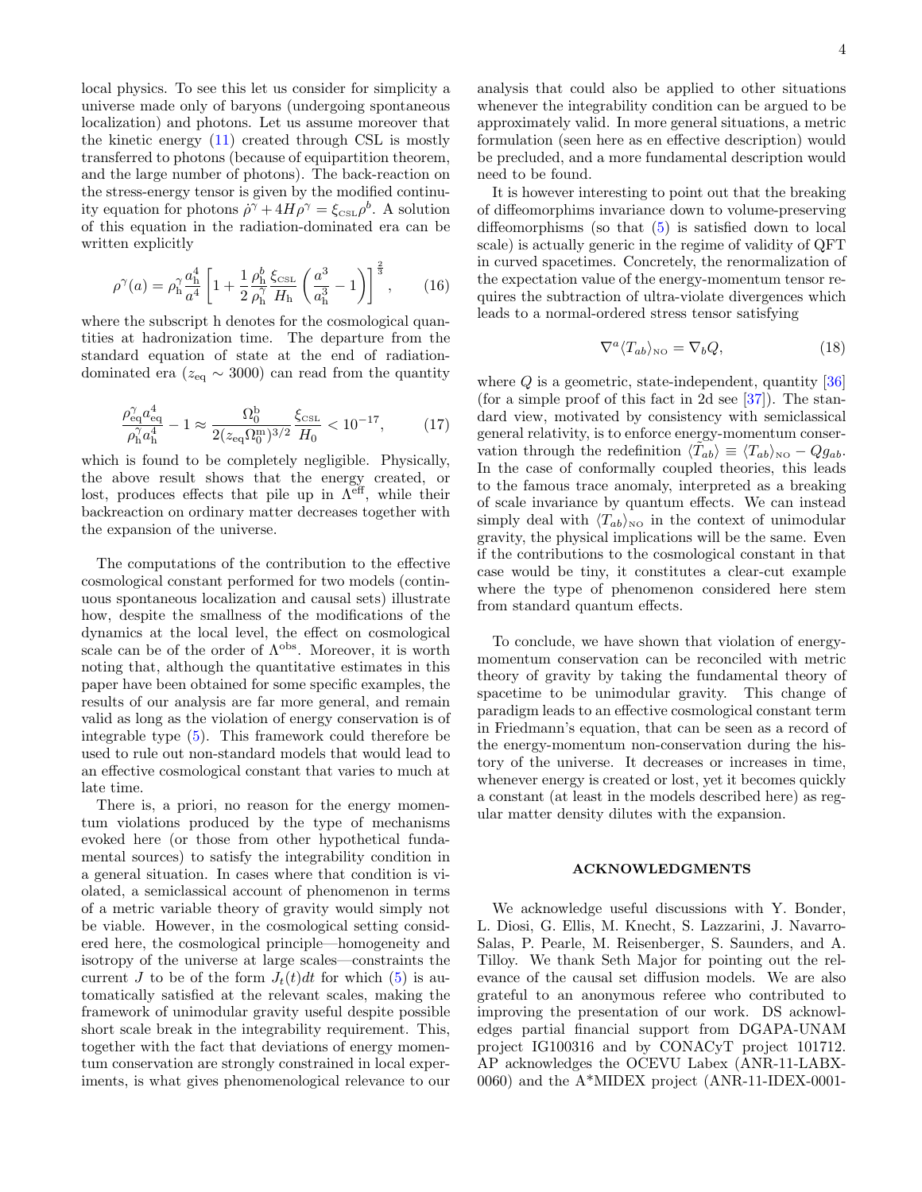local physics. To see this let us consider for simplicity a universe made only of baryons (undergoing spontaneous localization) and photons. Let us assume moreover that the kinetic energy (11) created through CSL is mostly transferred to photons (because of equipartition theorem, and the large number of photons). The back-reaction on the stress-energy tensor is given by the modified continuity equation for photons $\dot{\rho}^{\gamma} + 4H\rho^{\gamma} = \xi_{\text{CSL}}\rho^{b}$. A solution of this equation in the radiation-dominated era can be written explicitly

$$\rho^{\gamma}(a) = \rho^{\gamma}_{\text{h}} \frac{a_{\text{h}}^4}{a^4} \left[ 1 + \frac{1}{2} \frac{\rho^{b}_{\text{h}}}{\rho^{\gamma}_{\text{h}}} \frac{\xi_{\text{CSL}}}{H_{\text{h}}} \left( \frac{a^3}{a_{\text{h}}^3} - 1 \right) \right]^{\frac{2}{3}}, \tag{16}$$

where the subscript h denotes for the cosmological quantities at hadronization time. The departure from the standard equation of state at the end of radiation-dominated era ($z_{\text{eq}} \sim 3000$) can read from the quantity

$$\frac{\rho^{\gamma}_{\text{eq}} a_{\text{eq}}^4}{\rho^{\gamma}_{\text{h}} a_{\text{h}}^4} - 1 \approx \frac{\Omega^{\text{b}}_0}{2(z_{\text{eq}}\Omega^{\text{m}}_0)^{3/2}} \frac{\xi_{\text{CSL}}}{H_0} < 10^{-17}, \tag{17}$$

which is found to be completely negligible. Physically, the above result shows that the energy created, or lost, produces effects that pile up in $\Lambda^{\text{eff}}$, while their backreaction on ordinary matter decreases together with the expansion of the universe.

The computations of the contribution to the effective cosmological constant performed for two models (continuous spontaneous localization and causal sets) illustrate how, despite the smallness of the modifications of the dynamics at the local level, the effect on cosmological scale can be of the order of $\Lambda^{\text{obs}}$. Moreover, it is worth noting that, although the quantitative estimates in this paper have been obtained for some specific examples, the results of our analysis are far more general, and remain valid as long as the violation of energy conservation is of integrable type (5). This framework could therefore be used to rule out non-standard models that would lead to an effective cosmological constant that varies to much at late time.

There is, a priori, no reason for the energy momentum violations produced by the type of mechanisms evoked here (or those from other hypothetical fundamental sources) to satisfy the integrability condition in a general situation. In cases where that condition is violated, a semiclassical account of phenomenon in terms of a metric variable theory of gravity would simply not be viable. However, in the cosmological setting considered here, the cosmological principle—homogeneity and isotropy of the universe at large scales—constraints the current $J$ to be of the form $J_t(t)dt$ for which (5) is automatically satisfied at the relevant scales, making the framework of unimodular gravity useful despite possible short scale break in the integrability requirement. This, together with the fact that deviations of energy momentum conservation are strongly constrained in local experiments, is what gives phenomenological relevance to our analysis that could also be applied to other situations whenever the integrability condition can be argued to be approximately valid. In more general situations, a metric formulation (seen here as en effective description) would be precluded, and a more fundamental description would need to be found.

It is however interesting to point out that the breaking of diffeomorphims invariance down to volume-preserving diffeomorphisms (so that (5) is satisfied down to local scale) is actually generic in the regime of validity of QFT in curved spacetimes. Concretely, the renormalization of the expectation value of the energy-momentum tensor requires the subtraction of ultra-violate divergences which leads to a normal-ordered stress tensor satisfying

$$\nabla^a \langle T_{ab} \rangle_{\text{NO}} = \nabla_b Q, \tag{18}$$

where $Q$ is a geometric, state-independent, quantity [36] (for a simple proof of this fact in 2d see [37]). The standard view, motivated by consistency with semiclassical general relativity, is to enforce energy-momentum conservation through the redefinition $\langle \tilde{T}_{ab} \rangle \equiv \langle T_{ab} \rangle_{\text{NO}} - Q g_{ab}$. In the case of conformally coupled theories, this leads to the famous trace anomaly, interpreted as a breaking of scale invariance by quantum effects. We can instead simply deal with $\langle T_{ab} \rangle_{\text{NO}}$ in the context of unimodular gravity, the physical implications will be the same. Even if the contributions to the cosmological constant in that case would be tiny, it constitutes a clear-cut example where the type of phenomenon considered here stem from standard quantum effects.

To conclude, we have shown that violation of energy-momentum conservation can be reconciled with metric theory of gravity by taking the fundamental theory of spacetime to be unimodular gravity. This change of paradigm leads to an effective cosmological constant term in Friedmann's equation, that can be seen as a record of the energy-momentum non-conservation during the history of the universe. It decreases or increases in time, whenever energy is created or lost, yet it becomes quickly a constant (at least in the models described here) as regular matter density dilutes with the expansion.

## ACKNOWLEDGMENTS

We acknowledge useful discussions with Y. Bonder, L. Diosi, G. Ellis, M. Knecht, S. Lazzarini, J. Navarro-Salas, P. Pearle, M. Reisenberger, S. Saunders, and A. Tilloy. We thank Seth Major for pointing out the relevance of the causal set diffusion models. We are also grateful to an anonymous referee who contributed to improving the presentation of our work. DS acknowledges partial financial support from DGAPA-UNAM project IG100316 and by CONACyT project 101712. AP acknowledges the OCEVU Labex (ANR-11-LABX-0060) and the A*MIDEX project (ANR-11-IDEX-0001-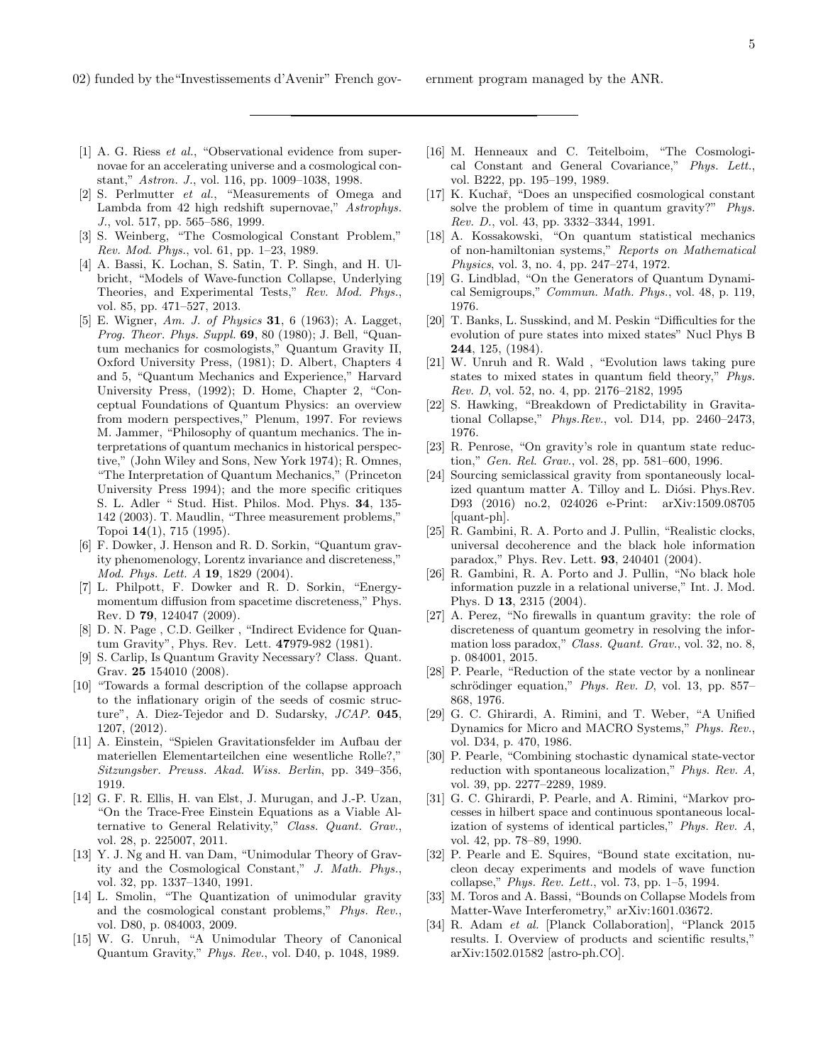02) funded by the "Investissements d'Avenir" French government program managed by the ANR.

---

[1] A. G. Riess *et al.*, "Observational evidence from supernovae for an accelerating universe and a cosmological constant," *Astron. J.*, vol. 116, pp. 1009–1038, 1998.

[2] S. Perlmutter *et al.*, "Measurements of Omega and Lambda from 42 high redshift supernovae," *Astrophys. J.*, vol. 517, pp. 565–586, 1999.

[3] S. Weinberg, "The Cosmological Constant Problem," *Rev. Mod. Phys.*, vol. 61, pp. 1–23, 1989.

[4] A. Bassi, K. Lochan, S. Satin, T. P. Singh, and H. Ulbricht, "Models of Wave-function Collapse, Underlying Theories, and Experimental Tests," *Rev. Mod. Phys.*, vol. 85, pp. 471–527, 2013.

[5] E. Wigner, *Am. J. of Physics* **31**, 6 (1963); A. Lagget, *Prog. Theor. Phys. Suppl.* **69**, 80 (1980); J. Bell, "Quantum mechanics for cosmologists," Quantum Gravity II, Oxford University Press, (1981); D. Albert, Chapters 4 and 5, "Quantum Mechanics and Experience," Harvard University Press, (1992); D. Home, Chapter 2, "Conceptual Foundations of Quantum Physics: an overview from modern perspectives," Plenum, 1997. For reviews M. Jammer, "Philosophy of quantum mechanics. The interpretations of quantum mechanics in historical perspective," (John Wiley and Sons, New York 1974); R. Omnes, "The Interpretation of Quantum Mechanics," (Princeton University Press 1994); and the more specific critiques S. L. Adler " Stud. Hist. Philos. Mod. Phys. **34**, 135-142 (2003). T. Maudlin, "Three measurement problems," Topoi **14**(1), 715 (1995).

[6] F. Dowker, J. Henson and R. D. Sorkin, "Quantum gravity phenomenology, Lorentz invariance and discreteness," *Mod. Phys. Lett. A* **19**, 1829 (2004).

[7] L. Philpott, F. Dowker and R. D. Sorkin, "Energy-momentum diffusion from spacetime discreteness," Phys. Rev. D **79**, 124047 (2009).

[8] D. N. Page , C.D. Geilker , "Indirect Evidence for Quantum Gravity", Phys. Rev. Lett. **47**979-982 (1981).

[9] S. Carlip, Is Quantum Gravity Necessary? Class. Quant. Grav. **25** 154010 (2008).

[10] "Towards a formal description of the collapse approach to the inflationary origin of the seeds of cosmic structure", A. Diez-Tejedor and D. Sudarsky, *JCAP*. **045**, 1207, (2012).

[11] A. Einstein, "Spielen Gravitationsfelder im Aufbau der materiellen Elementarteilchen eine wesentliche Rolle?," *Sitzungsber. Preuss. Akad. Wiss. Berlin*, pp. 349–356, 1919.

[12] G. F. R. Ellis, H. van Elst, J. Murugan, and J.-P. Uzan, "On the Trace-Free Einstein Equations as a Viable Alternative to General Relativity," *Class. Quant. Grav.*, vol. 28, p. 225007, 2011.

[13] Y. J. Ng and H. van Dam, "Unimodular Theory of Gravity and the Cosmological Constant," *J. Math. Phys.*, vol. 32, pp. 1337–1340, 1991.

[14] L. Smolin, "The Quantization of unimodular gravity and the cosmological constant problems," *Phys. Rev.*, vol. D80, p. 084003, 2009.

[15] W. G. Unruh, "A Unimodular Theory of Canonical Quantum Gravity," *Phys. Rev.*, vol. D40, p. 1048, 1989.

[16] M. Henneaux and C. Teitelboim, "The Cosmological Constant and General Covariance," *Phys. Lett.*, vol. B222, pp. 195–199, 1989.

[17] K. Kuchař, "Does an unspecified cosmological constant solve the problem of time in quantum gravity?" *Phys. Rev. D.*, vol. 43, pp. 3332–3344, 1991.

[18] A. Kossakowski, "On quantum statistical mechanics of non-hamiltonian systems," *Reports on Mathematical Physics*, vol. 3, no. 4, pp. 247–274, 1972.

[19] G. Lindblad, "On the Generators of Quantum Dynamical Semigroups," *Commun. Math. Phys.*, vol. 48, p. 119, 1976.

[20] T. Banks, L. Susskind, and M. Peskin "Difficulties for the evolution of pure states into mixed states" Nucl Phys B **244**, 125, (1984).

[21] W. Unruh and R. Wald , "Evolution laws taking pure states to mixed states in quantum field theory," *Phys. Rev. D*, vol. 52, no. 4, pp. 2176–2182, 1995

[22] S. Hawking, "Breakdown of Predictability in Gravitational Collapse," *Phys.Rev.*, vol. D14, pp. 2460–2473, 1976.

[23] R. Penrose, "On gravity's role in quantum state reduction," *Gen. Rel. Grav.*, vol. 28, pp. 581–600, 1996.

[24] Sourcing semiclassical gravity from spontaneously localized quantum matter A. Tilloy and L. Diósi. Phys.Rev. D93 (2016) no.2, 024026 e-Print: arXiv:1509.08705 [quant-ph].

[25] R. Gambini, R. A. Porto and J. Pullin, "Realistic clocks, universal decoherence and the black hole information paradox," Phys. Rev. Lett. **93**, 240401 (2004).

[26] R. Gambini, R. A. Porto and J. Pullin, "No black hole information puzzle in a relational universe," Int. J. Mod. Phys. D **13**, 2315 (2004).

[27] A. Perez, "No firewalls in quantum gravity: the role of discreteness of quantum geometry in resolving the information loss paradox," *Class. Quant. Grav.*, vol. 32, no. 8, p. 084001, 2015.

[28] P. Pearle, "Reduction of the state vector by a nonlinear schrödinger equation," *Phys. Rev. D*, vol. 13, pp. 857–868, 1976.

[29] G. C. Ghirardi, A. Rimini, and T. Weber, "A Unified Dynamics for Micro and MACRO Systems," *Phys. Rev.*, vol. D34, p. 470, 1986.

[30] P. Pearle, "Combining stochastic dynamical state-vector reduction with spontaneous localization," *Phys. Rev. A*, vol. 39, pp. 2277–2289, 1989.

[31] G. C. Ghirardi, P. Pearle, and A. Rimini, "Markov processes in hilbert space and continuous spontaneous localization of systems of identical particles," *Phys. Rev. A*, vol. 42, pp. 78–89, 1990.

[32] P. Pearle and E. Squires, "Bound state excitation, nucleon decay experiments and models of wave function collapse," *Phys. Rev. Lett.*, vol. 73, pp. 1–5, 1994.

[33] M. Toros and A. Bassi, "Bounds on Collapse Models from Matter-Wave Interferometry," arXiv:1601.03672.

[34] R. Adam *et al.* [Planck Collaboration], "Planck 2015 results. I. Overview of products and scientific results," arXiv:1502.01582 [astro-ph.CO].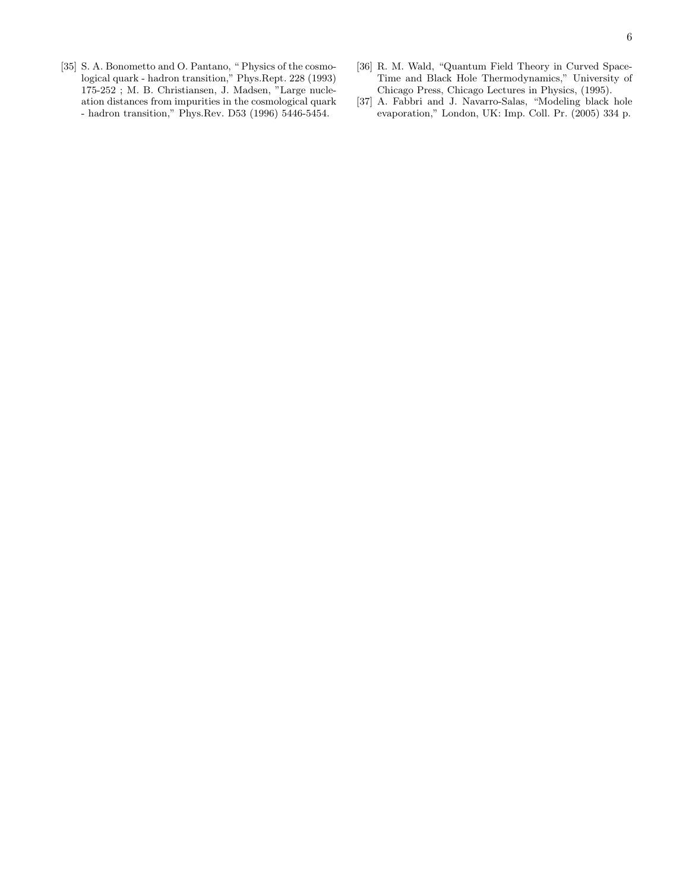[35] S. A. Bonometto and O. Pantano, " Physics of the cosmological quark - hadron transition," Phys.Rept. 228 (1993) 175-252 ; M. B. Christiansen, J. Madsen, "Large nucleation distances from impurities in the cosmological quark - hadron transition," Phys.Rev. D53 (1996) 5446-5454.

[36] R. M. Wald, "Quantum Field Theory in Curved Space-Time and Black Hole Thermodynamics," University of Chicago Press, Chicago Lectures in Physics, (1995).

[37] A. Fabbri and J. Navarro-Salas, "Modeling black hole evaporation," London, UK: Imp. Coll. Pr. (2005) 334 p.